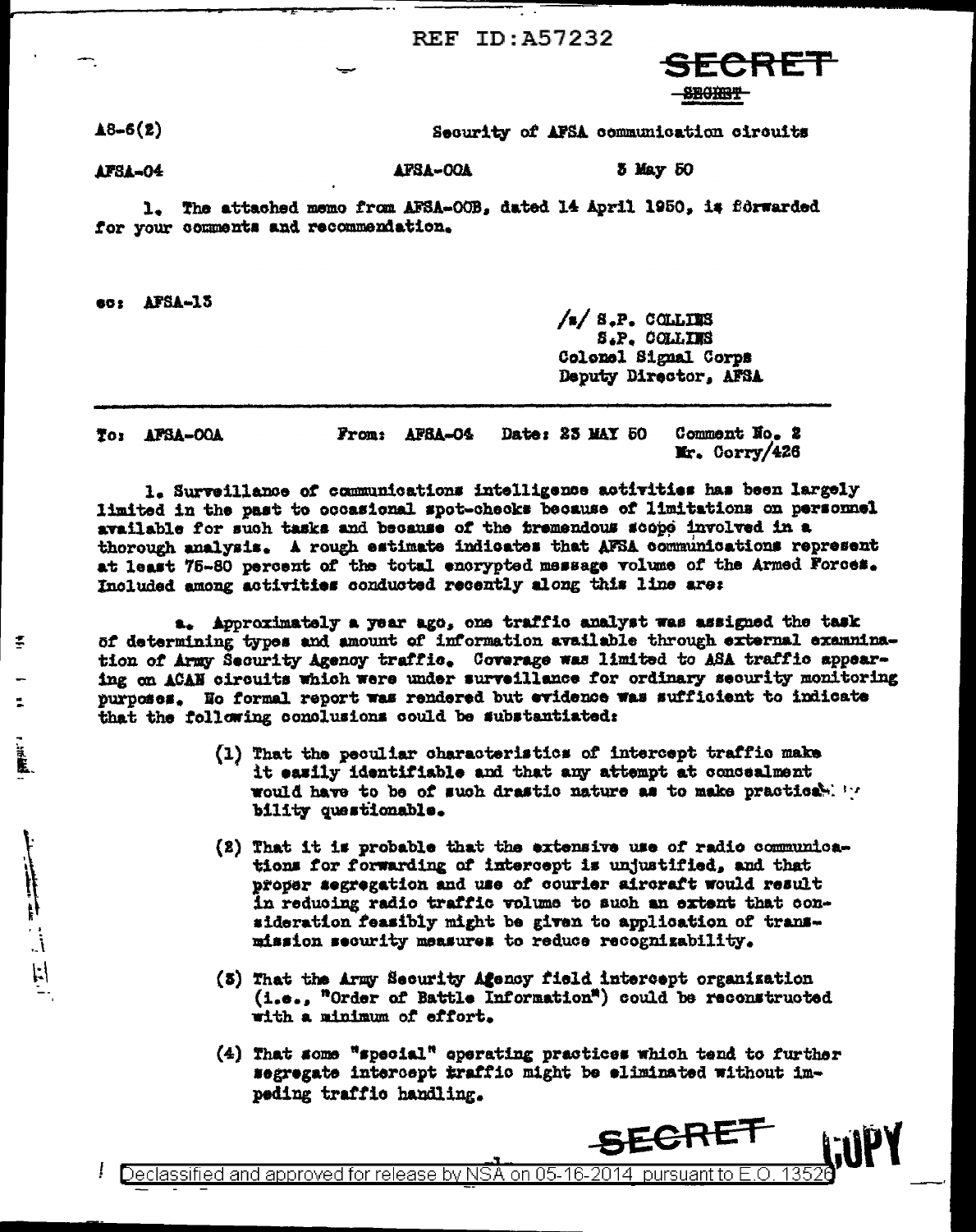REF ID:A57232

**SECRET**

~~SECRET~~

A8-6(2) Security of AFSA communication circuits

AFSA-04 AFSA-OOA 3 May 50

1. The attached memo from AFSA-OOB, dated 14 April 1950, is forwarded for your comments and recommendation.

cc: AFSA-13

/s/ S.P. COLLINS
S.P. COLLINS
Colonel Signal Corps
Deputy Director, AFSA

---

To: AFSA-OOA From: AFSA-04 Date: 23 MAY 50 Comment No. 2
Mr. Corry/426

1. Surveillance of communications intelligence activities has been largely limited in the past to occasional spot-checks because of limitations on personnel available for such tasks and because of the tremendous scope involved in a thorough analysis. A rough estimate indicates that AFSA communications represent at least 75-80 percent of the total encrypted message volume of the Armed Forces. Included among activities conducted recently along this line are:

a. Approximately a year ago, one traffic analyst was assigned the task of determining types and amount of information available through external examination of Army Security Agency traffic. Coverage was limited to ASA traffic appearing on ACAN circuits which were under surveillance for ordinary security monitoring purposes. No formal report was rendered but evidence was sufficient to indicate that the following conclusions could be substantiated:

(1) That the peculiar characteristics of intercept traffic make it easily identifiable and that any attempt at concealment would have to be of such drastic nature as to make practicability questionable.

(2) That it is probable that the extensive use of radio communications for forwarding of intercept is unjustified, and that proper segregation and use of courier aircraft would result in reducing radio traffic volume to such an extent that consideration feasibly might be given to application of transmission security measures to reduce recognizability.

(3) That the Army Security Agency field intercept organization (i.e., "Order of Battle Information") could be reconstructed with a minimum of effort.

(4) That some "special" operating practices which tend to further segregate intercept traffic might be eliminated without impeding traffic handling.

**SECRET**

COPY

Declassified and approved for release by NSA on 05-16-2014 pursuant to E.O. 13526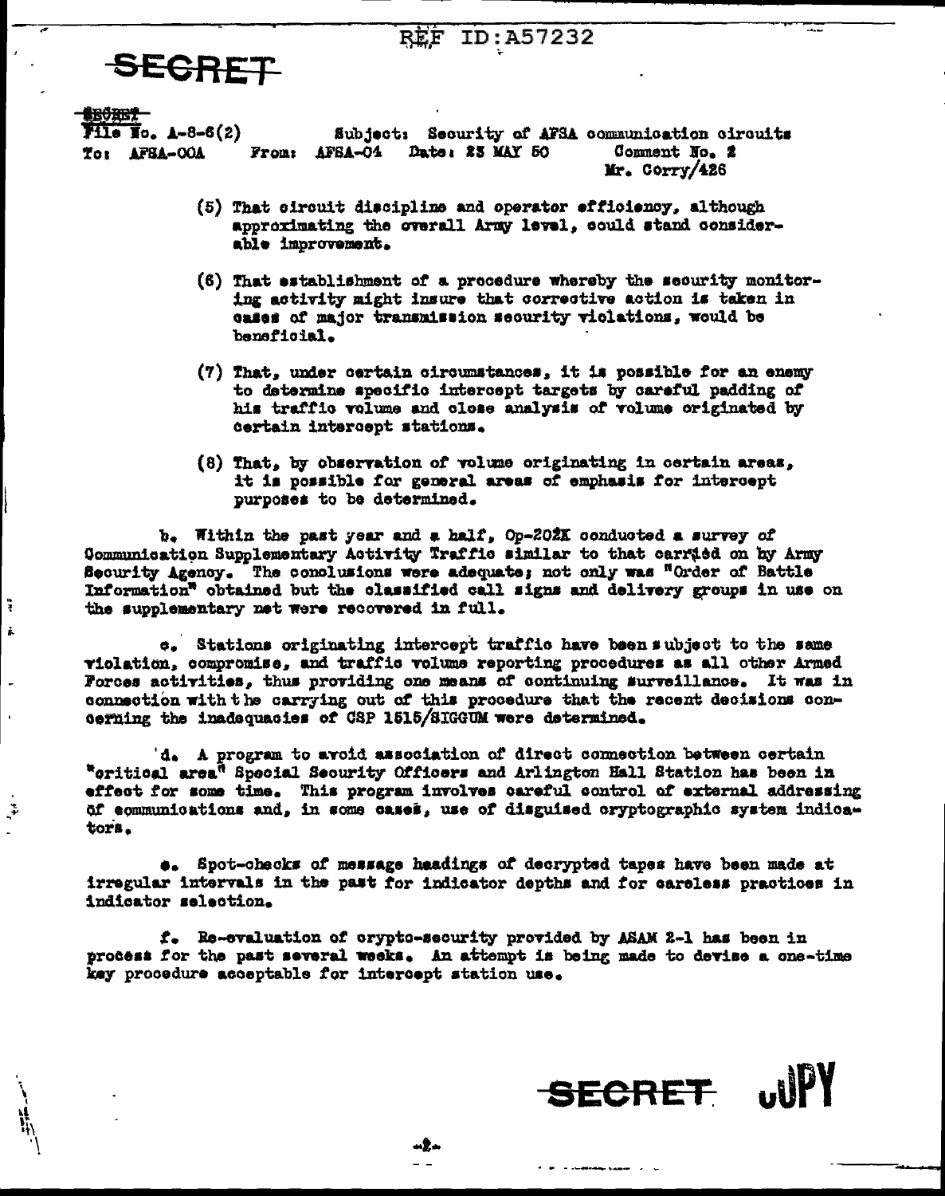REF ID:A57232

SECRET

SECRET

File No. A-8-6(2) Subject: Security of AFSA communication circuits
To: AFSA-00A From: AFSA-04 Date: 23 MAY 50 Comment No. 2
Mr. Corry/426

(5) That circuit discipline and operator efficiency, although approximating the overall Army level, could stand considerable improvement.

(6) That establishment of a procedure whereby the security monitoring activity might insure that corrective action is taken in cases of major transmission security violations, would be beneficial.

(7) That, under certain circumstances, it is possible for an enemy to determine specific intercept targets by careful padding of his traffic volume and close analysis of volume originated by certain intercept stations.

(8) That, by observation of volume originating in certain areas, it is possible for general areas of emphasis for intercept purposes to be determined.

b. Within the past year and a half, Op-202K conducted a survey of Communication Supplementary Activity Traffic similar to that carried on by Army Security Agency. The conclusions were adequate; not only was "Order of Battle Information" obtained but the classified call signs and delivery groups in use on the supplementary net were recovered in full.

c. Stations originating intercept traffic have been subject to the same violation, compromise, and traffic volume reporting procedures as all other Armed Forces activities, thus providing one means of continuing surveillance. It was in connection with the carrying out of this procedure that the recent decisions concerning the inadequacies of CSP 1515/SIGGUM were determined.

d. A program to avoid association of direct connection between certain "critical area" Special Security Officers and Arlington Hall Station has been in effect for some time. This program involves careful control of external addressing of communications and, in some cases, use of disguised cryptographic system indicators.

e. Spot-checks of message headings of decrypted tapes have been made at irregular intervals in the past for indicator depths and for careless practices in indicator selection.

f. Re-evaluation of crypto-security provided by ASAM 2-1 has been in process for the past several weeks. An attempt is being made to devise a one-time key procedure acceptable for intercept station use.

SECRET COPY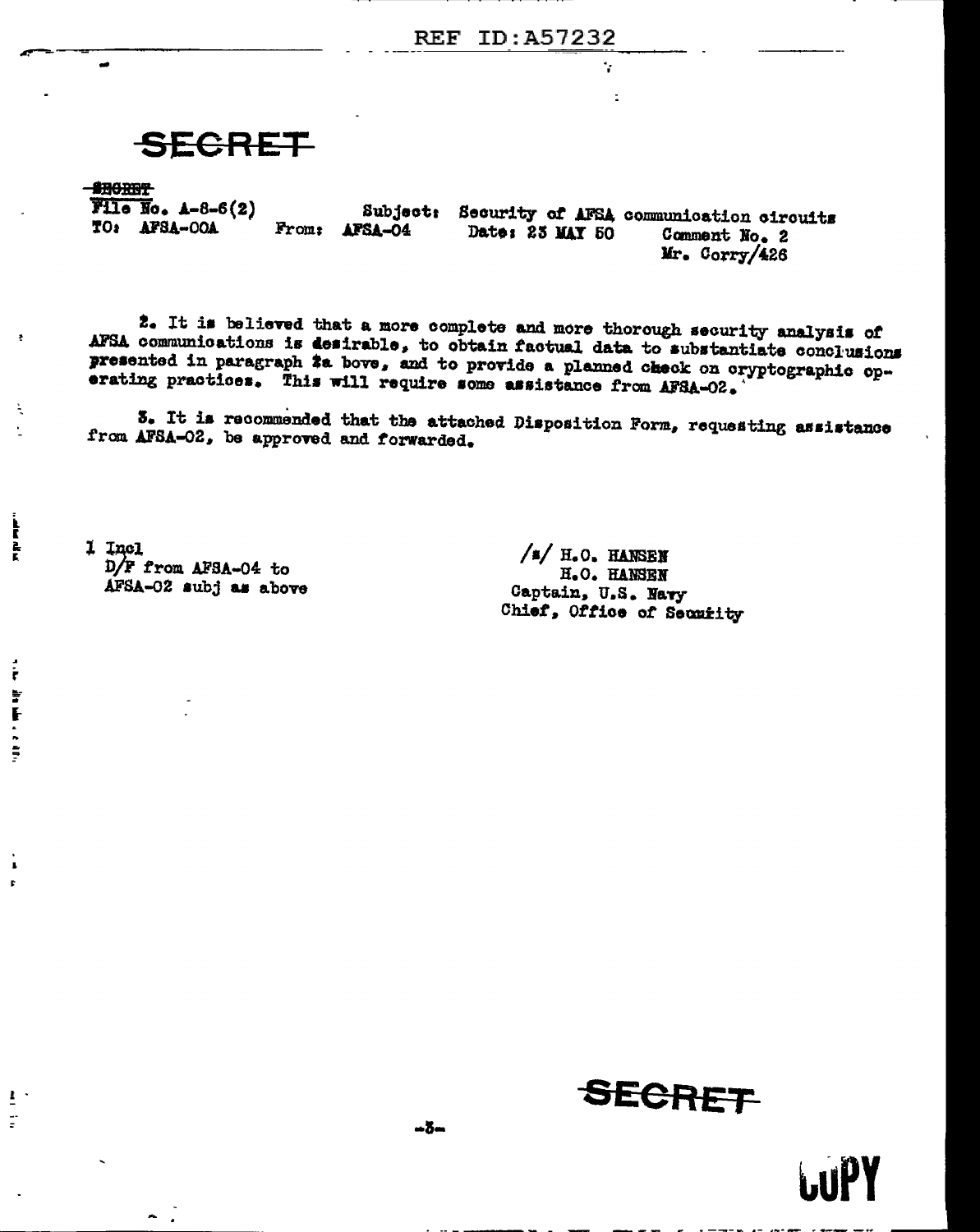**SECRET**

SECRET

File No. A-8-6(2) Subject: Security of AFSA communication circuits

TO: AFSA-OOA From: AFSA-04 Date: 23 MAY 50 Comment No. 2

Mr. Corry/426

2. It is believed that a more complete and more thorough security analysis of AFSA communications is desirable, to obtain factual data to substantiate conclusions presented in paragraph 2a bove, and to provide a planned check on cryptographic operating practices. This will require some assistance from AFSA-02.

3. It is recommended that the attached Disposition Form, requesting assistance from AFSA-02, be approved and forwarded.

1 Incl
D/F from AFSA-04 to
AFSA-02 subj as above

/s/ H.O. HANSEN
H.O. HANSEN
Captain, U.S. Navy
Chief, Office of Security

**SECRET**

COPY